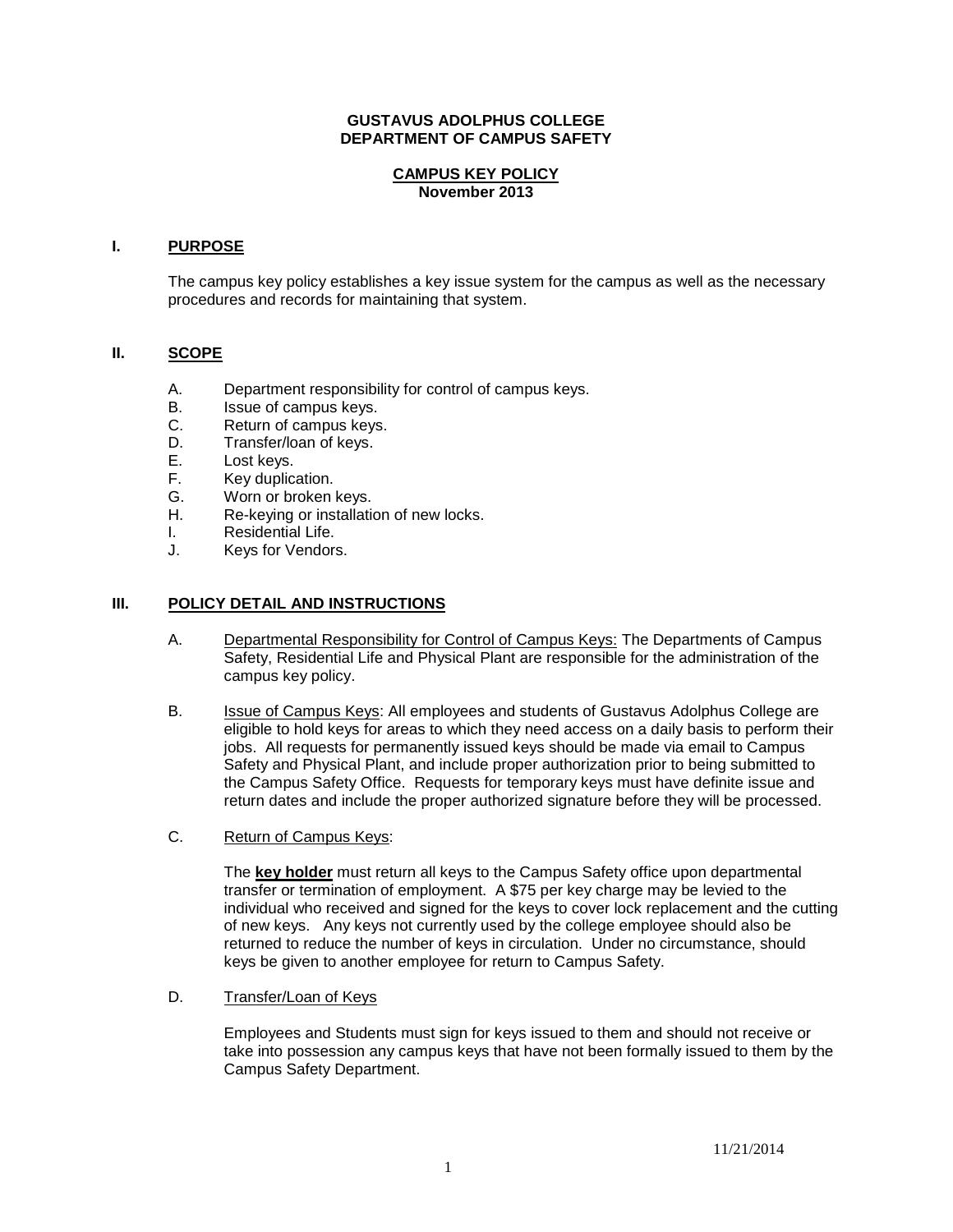**GUSTAVUS ADOLPHUS COLLEGE**
**DEPARTMENT OF CAMPUS SAFETY**

**CAMPUS KEY POLICY**
**November 2013**

## I. PURPOSE

The campus key policy establishes a key issue system for the campus as well as the necessary procedures and records for maintaining that system.

## II. SCOPE

A. Department responsibility for control of campus keys.
B. Issue of campus keys.
C. Return of campus keys.
D. Transfer/loan of keys.
E. Lost keys.
F. Key duplication.
G. Worn or broken keys.
H. Re-keying or installation of new locks.
I. Residential Life.
J. Keys for Vendors.

## III. POLICY DETAIL AND INSTRUCTIONS

A. Departmental Responsibility for Control of Campus Keys: The Departments of Campus Safety, Residential Life and Physical Plant are responsible for the administration of the campus key policy.

B. Issue of Campus Keys: All employees and students of Gustavus Adolphus College are eligible to hold keys for areas to which they need access on a daily basis to perform their jobs. All requests for permanently issued keys should be made via email to Campus Safety and Physical Plant, and include proper authorization prior to being submitted to the Campus Safety Office. Requests for temporary keys must have definite issue and return dates and include the proper authorized signature before they will be processed.

C. Return of Campus Keys:

The **key holder** must return all keys to the Campus Safety office upon departmental transfer or termination of employment. A $75 per key charge may be levied to the individual who received and signed for the keys to cover lock replacement and the cutting of new keys. Any keys not currently used by the college employee should also be returned to reduce the number of keys in circulation. Under no circumstance, should keys be given to another employee for return to Campus Safety.

D. Transfer/Loan of Keys

Employees and Students must sign for keys issued to them and should not receive or take into possession any campus keys that have not been formally issued to them by the Campus Safety Department.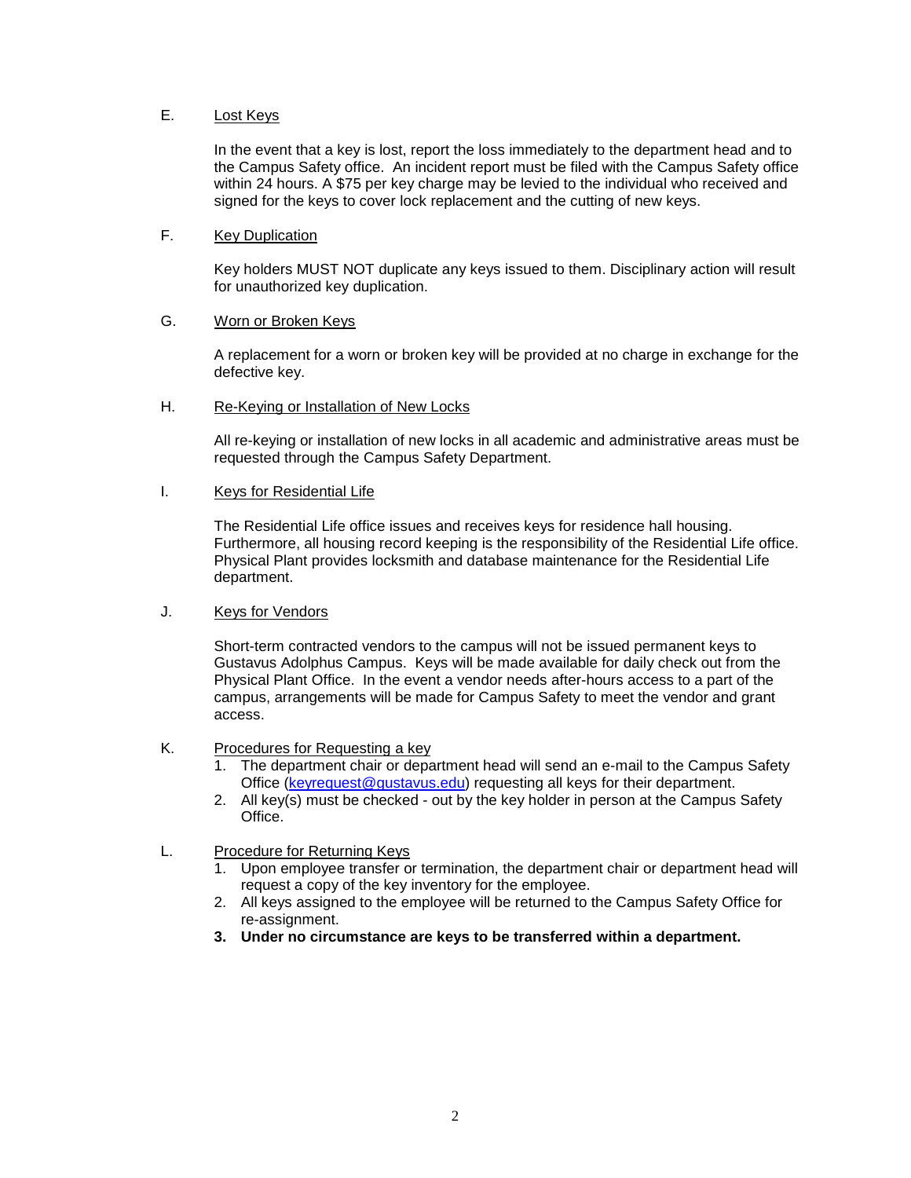E. Lost Keys

In the event that a key is lost, report the loss immediately to the department head and to the Campus Safety office. An incident report must be filed with the Campus Safety office within 24 hours. A $75 per key charge may be levied to the individual who received and signed for the keys to cover lock replacement and the cutting of new keys.

F. Key Duplication

Key holders MUST NOT duplicate any keys issued to them. Disciplinary action will result for unauthorized key duplication.

G. Worn or Broken Keys

A replacement for a worn or broken key will be provided at no charge in exchange for the defective key.

H. Re-Keying or Installation of New Locks

All re-keying or installation of new locks in all academic and administrative areas must be requested through the Campus Safety Department.

I. Keys for Residential Life

The Residential Life office issues and receives keys for residence hall housing. Furthermore, all housing record keeping is the responsibility of the Residential Life office. Physical Plant provides locksmith and database maintenance for the Residential Life department.

J. Keys for Vendors

Short-term contracted vendors to the campus will not be issued permanent keys to Gustavus Adolphus Campus. Keys will be made available for daily check out from the Physical Plant Office. In the event a vendor needs after-hours access to a part of the campus, arrangements will be made for Campus Safety to meet the vendor and grant access.

K. Procedures for Requesting a key

1. The department chair or department head will send an e-mail to the Campus Safety Office (keyrequest@gustavus.edu) requesting all keys for their department.
2. All key(s) must be checked - out by the key holder in person at the Campus Safety Office.

L. Procedure for Returning Keys

1. Upon employee transfer or termination, the department chair or department head will request a copy of the key inventory for the employee.
2. All keys assigned to the employee will be returned to the Campus Safety Office for re-assignment.
3. **Under no circumstance are keys to be transferred within a department.**